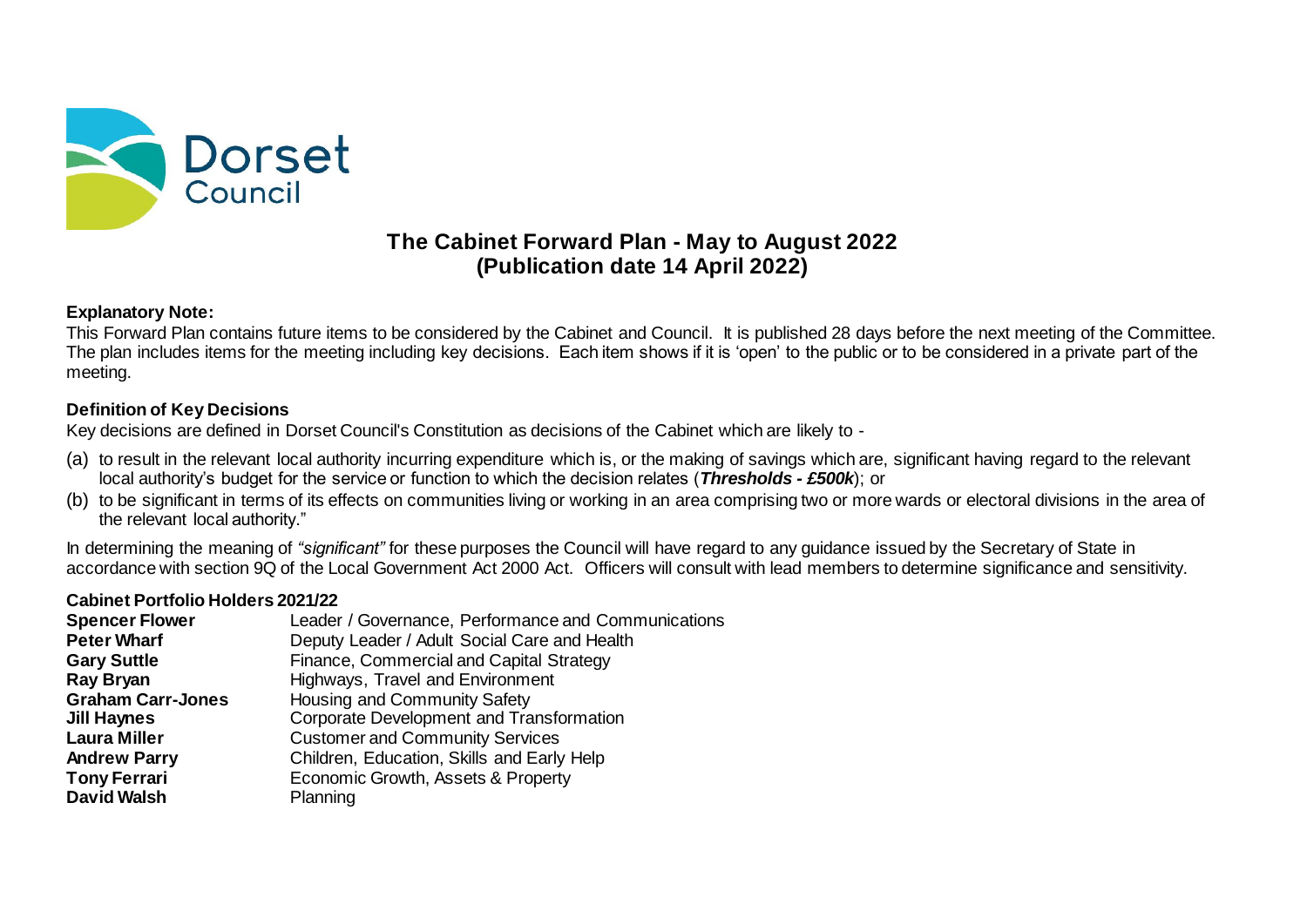# The Cabinet Forward Plan - May to August 2022
## (Publication date 14 April 2022)

### Explanatory Note:

This Forward Plan contains future items to be considered by the Cabinet and Council. It is published 28 days before the next meeting of the Committee. The plan includes items for the meeting including key decisions. Each item shows if it is 'open' to the public or to be considered in a private part of the meeting.

### Definition of Key Decisions

Key decisions are defined in Dorset Council's Constitution as decisions of the Cabinet which are likely to -

(a) to result in the relevant local authority incurring expenditure which is, or the making of savings which are, significant having regard to the relevant local authority's budget for the service or function to which the decision relates (***Thresholds - £500k***); or

(b) to be significant in terms of its effects on communities living or working in an area comprising two or more wards or electoral divisions in the area of the relevant local authority."

In determining the meaning of *"significant"* for these purposes the Council will have regard to any guidance issued by the Secretary of State in accordance with section 9Q of the Local Government Act 2000 Act. Officers will consult with lead members to determine significance and sensitivity.

### Cabinet Portfolio Holders 2021/22

| | |
|---|---|
| **Spencer Flower** | Leader / Governance, Performance and Communications |
| **Peter Wharf** | Deputy Leader / Adult Social Care and Health |
| **Gary Suttle** | Finance, Commercial and Capital Strategy |
| **Ray Bryan** | Highways, Travel and Environment |
| **Graham Carr-Jones** | Housing and Community Safety |
| **Jill Haynes** | Corporate Development and Transformation |
| **Laura Miller** | Customer and Community Services |
| **Andrew Parry** | Children, Education, Skills and Early Help |
| **Tony Ferrari** | Economic Growth, Assets & Property |
| **David Walsh** | Planning |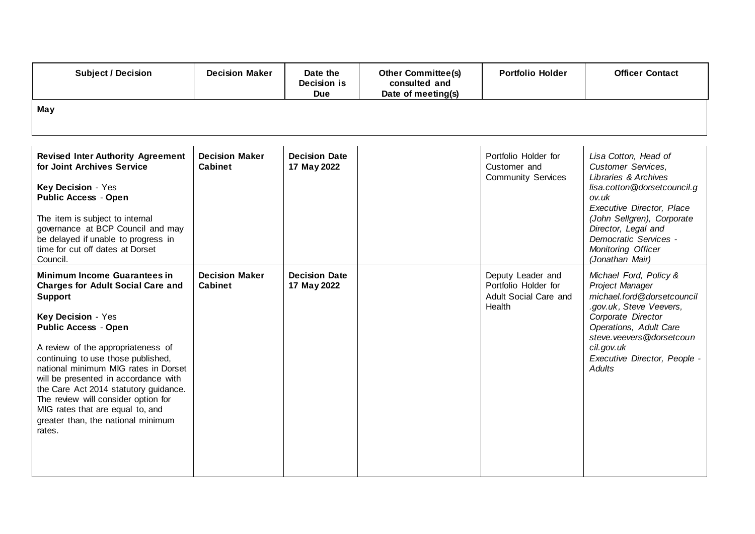| Subject / Decision | Decision Maker | Date the Decision is Due | Other Committee(s) consulted and Date of meeting(s) | Portfolio Holder | Officer Contact |
|---|---|---|---|---|---|
| **May** | | | | | |
| **Revised Inter Authority Agreement for Joint Archives Service**<br><br>**Key Decision** - Yes<br>**Public Access** - **Open**<br><br>The item is subject to internal governance at BCP Council and may be delayed if unable to progress in time for cut off dates at Dorset Council. | **Decision Maker Cabinet** | **Decision Date 17 May 2022** | | Portfolio Holder for Customer and Community Services | *Lisa Cotton, Head of Customer Services, Libraries & Archives lisa.cotton@dorsetcouncil.gov.uk*<br>*Executive Director, Place (John Sellgren), Corporate Director, Legal and Democratic Services - Monitoring Officer (Jonathan Mair)* |
| **Minimum Income Guarantees in Charges for Adult Social Care and Support**<br><br>**Key Decision** - Yes<br>**Public Access** - **Open**<br><br>A review of the appropriateness of continuing to use those published, national minimum MIG rates in Dorset will be presented in accordance with the Care Act 2014 statutory guidance. The review will consider option for MIG rates that are equal to, and greater than, the national minimum rates. | **Decision Maker Cabinet** | **Decision Date 17 May 2022** | | Deputy Leader and Portfolio Holder for Adult Social Care and Health | *Michael Ford, Policy & Project Manager michael.ford@dorsetcouncil.gov.uk, Steve Veevers, Corporate Director Operations, Adult Care steve.veevers@dorsetcouncil.gov.uk*<br>*Executive Director, People - Adults* |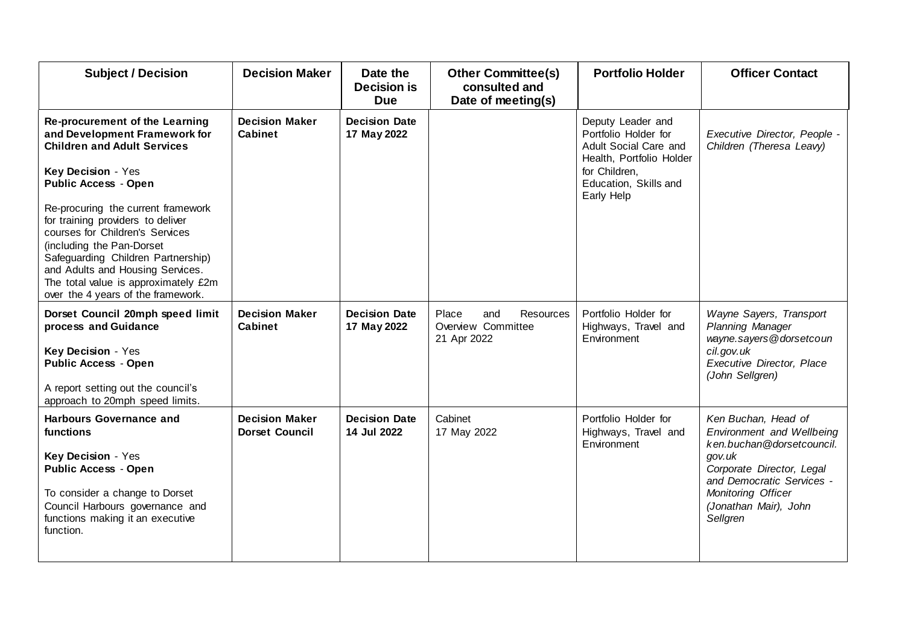| Subject / Decision | Decision Maker | Date the Decision is Due | Other Committee(s) consulted and Date of meeting(s) | Portfolio Holder | Officer Contact |
|---|---|---|---|---|---|
| **Re-procurement of the Learning and Development Framework for Children and Adult Services**<br><br>**Key Decision** - Yes<br>**Public Access** - **Open**<br><br>Re-procuring the current framework for training providers to deliver courses for Children's Services (including the Pan-Dorset Safeguarding Children Partnership) and Adults and Housing Services. The total value is approximately £2m over the 4 years of the framework. | **Decision Maker Cabinet** | **Decision Date 17 May 2022** | | Deputy Leader and Portfolio Holder for Adult Social Care and Health, Portfolio Holder for Children, Education, Skills and Early Help | *Executive Director, People - Children (Theresa Leavy)* |
| **Dorset Council 20mph speed limit process and Guidance**<br><br>**Key Decision** - Yes<br>**Public Access** - **Open**<br><br>A report setting out the council's approach to 20mph speed limits. | **Decision Maker Cabinet** | **Decision Date 17 May 2022** | Place and Resources Overview Committee<br>21 Apr 2022 | Portfolio Holder for Highways, Travel and Environment | *Wayne Sayers, Transport Planning Manager wayne.sayers@dorsetcouncil.gov.uk Executive Director, Place (John Sellgren)* |
| **Harbours Governance and functions**<br><br>**Key Decision** - Yes<br>**Public Access** - **Open**<br><br>To consider a change to Dorset Council Harbours governance and functions making it an executive function. | **Decision Maker Dorset Council** | **Decision Date 14 Jul 2022** | Cabinet<br>17 May 2022 | Portfolio Holder for Highways, Travel and Environment | *Ken Buchan, Head of Environment and Wellbeing ken.buchan@dorsetcouncil.gov.uk Corporate Director, Legal and Democratic Services - Monitoring Officer (Jonathan Mair), John Sellgren* |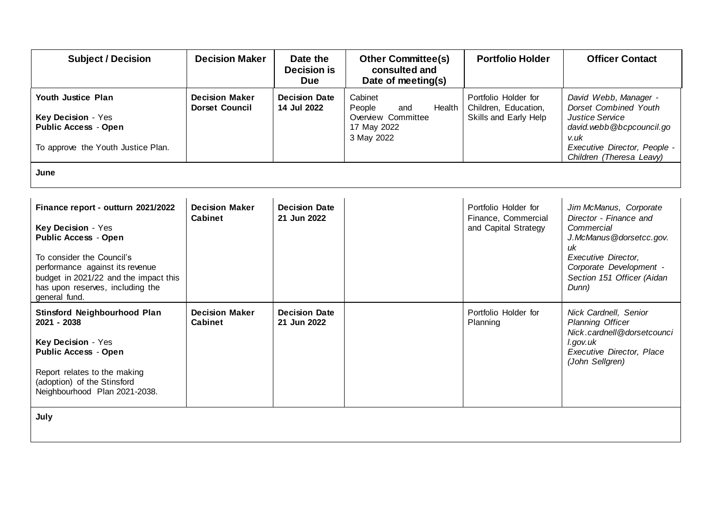| Subject / Decision | Decision Maker | Date the Decision is Due | Other Committee(s) consulted and Date of meeting(s) | Portfolio Holder | Officer Contact |
|---|---|---|---|---|---|
| **Youth Justice Plan**<br><br>**Key Decision** - Yes<br>**Public Access** - **Open**<br><br>To approve the Youth Justice Plan. | **Decision Maker Dorset Council** | **Decision Date 14 Jul 2022** | Cabinet<br>People and Health Overview Committee<br>17 May 2022<br>3 May 2022 | Portfolio Holder for Children, Education, Skills and Early Help | *David Webb, Manager - Dorset Combined Youth Justice Service*<br>*david.webb@bcpcouncil.gov.uk*<br>*Executive Director, People - Children (Theresa Leavy)* |
| **June** | | | | | |
| **Finance report - outturn 2021/2022**<br><br>**Key Decision** - Yes<br>**Public Access** - **Open**<br><br>To consider the Council's performance against its revenue budget in 2021/22 and the impact this has upon reserves, including the general fund. | **Decision Maker Cabinet** | **Decision Date 21 Jun 2022** | | Portfolio Holder for Finance, Commercial and Capital Strategy | *Jim McManus, Corporate Director - Finance and Commercial*<br>*J.McManus@dorsetcc.gov.uk*<br>*Executive Director, Corporate Development - Section 151 Officer (Aidan Dunn)* |
| **Stinsford Neighbourhood Plan 2021 - 2038**<br><br>**Key Decision** - Yes<br>**Public Access** - **Open**<br><br>Report relates to the making (adoption) of the Stinsford Neighbourhood Plan 2021-2038. | **Decision Maker Cabinet** | **Decision Date 21 Jun 2022** | | Portfolio Holder for Planning | *Nick Cardnell, Senior Planning Officer*<br>*Nick.cardnell@dorsetcouncil.gov.uk*<br>*Executive Director, Place (John Sellgren)* |
| **July** | | | | | |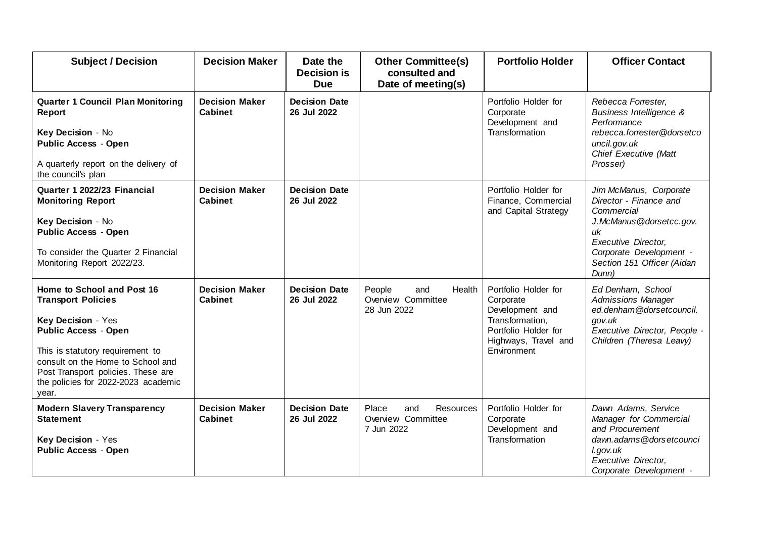| Subject / Decision | Decision Maker | Date the Decision is Due | Other Committee(s) consulted and Date of meeting(s) | Portfolio Holder | Officer Contact |
|---|---|---|---|---|---|
| **Quarter 1 Council Plan Monitoring Report**<br><br>**Key Decision** - No<br>**Public Access** - **Open**<br><br>A quarterly report on the delivery of the council's plan | **Decision Maker Cabinet** | **Decision Date 26 Jul 2022** | | Portfolio Holder for Corporate Development and Transformation | *Rebecca Forrester, Business Intelligence & Performance rebecca.forrester@dorsetcouncil.gov.uk Chief Executive (Matt Prosser)* |
| **Quarter 1 2022/23 Financial Monitoring Report**<br><br>**Key Decision** - No<br>**Public Access** - **Open**<br><br>To consider the Quarter 2 Financial Monitoring Report 2022/23. | **Decision Maker Cabinet** | **Decision Date 26 Jul 2022** | | Portfolio Holder for Finance, Commercial and Capital Strategy | *Jim McManus, Corporate Director - Finance and Commercial J.McManus@dorsetcc.gov.uk Executive Director, Corporate Development - Section 151 Officer (Aidan Dunn)* |
| **Home to School and Post 16 Transport Policies**<br><br>**Key Decision** - Yes<br>**Public Access** - **Open**<br><br>This is statutory requirement to consult on the Home to School and Post Transport policies. These are the policies for 2022-2023 academic year. | **Decision Maker Cabinet** | **Decision Date 26 Jul 2022** | People and Health Overview Committee 28 Jun 2022 | Portfolio Holder for Corporate Development and Transformation, Portfolio Holder for Highways, Travel and Environment | *Ed Denham, School Admissions Manager ed.denham@dorsetcouncil.gov.uk Executive Director, People - Children (Theresa Leavy)* |
| **Modern Slavery Transparency Statement**<br><br>**Key Decision** - Yes<br>**Public Access** - **Open** | **Decision Maker Cabinet** | **Decision Date 26 Jul 2022** | Place and Resources Overview Committee 7 Jun 2022 | Portfolio Holder for Corporate Development and Transformation | *Dawn Adams, Service Manager for Commercial and Procurement dawn.adams@dorsetcouncil.gov.uk Executive Director, Corporate Development -* |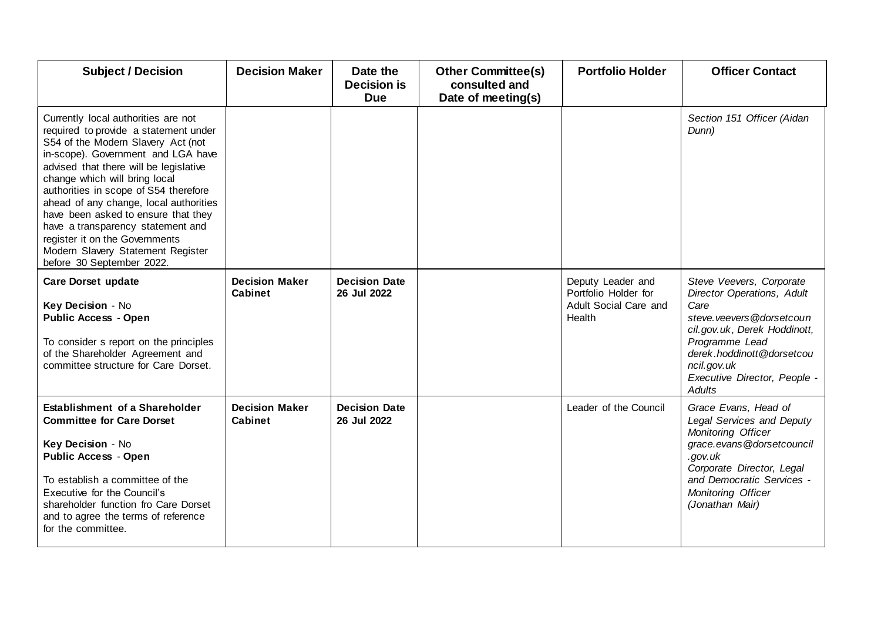| Subject / Decision | Decision Maker | Date the Decision is Due | Other Committee(s) consulted and Date of meeting(s) | Portfolio Holder | Officer Contact |
|---|---|---|---|---|---|
| Currently local authorities are not required to provide a statement under S54 of the Modern Slavery Act (not in-scope). Government and LGA have advised that there will be legislative change which will bring local authorities in scope of S54 therefore ahead of any change, local authorities have been asked to ensure that they have a transparency statement and register it on the Governments Modern Slavery Statement Register before 30 September 2022. | | | | | *Section 151 Officer (Aidan Dunn)* |
| **Care Dorset update**<br><br>**Key Decision** - No<br>**Public Access** - **Open**<br><br>To consider s report on the principles of the Shareholder Agreement and committee structure for Care Dorset. | **Decision Maker Cabinet** | **Decision Date 26 Jul 2022** | | Deputy Leader and Portfolio Holder for Adult Social Care and Health | *Steve Veevers, Corporate Director Operations, Adult Care steve.veevers@dorsetcouncil.gov.uk, Derek Hoddinott, Programme Lead derek.hoddinott@dorsetcouncil.gov.uk*<br>*Executive Director, People - Adults* |
| **Establishment of a Shareholder Committee for Care Dorset**<br><br>**Key Decision** - No<br>**Public Access** - **Open**<br><br>To establish a committee of the Executive for the Council's shareholder function fro Care Dorset and to agree the terms of reference for the committee. | **Decision Maker Cabinet** | **Decision Date 26 Jul 2022** | | Leader of the Council | *Grace Evans, Head of Legal Services and Deputy Monitoring Officer grace.evans@dorsetcouncil.gov.uk*<br>*Corporate Director, Legal and Democratic Services - Monitoring Officer (Jonathan Mair)* |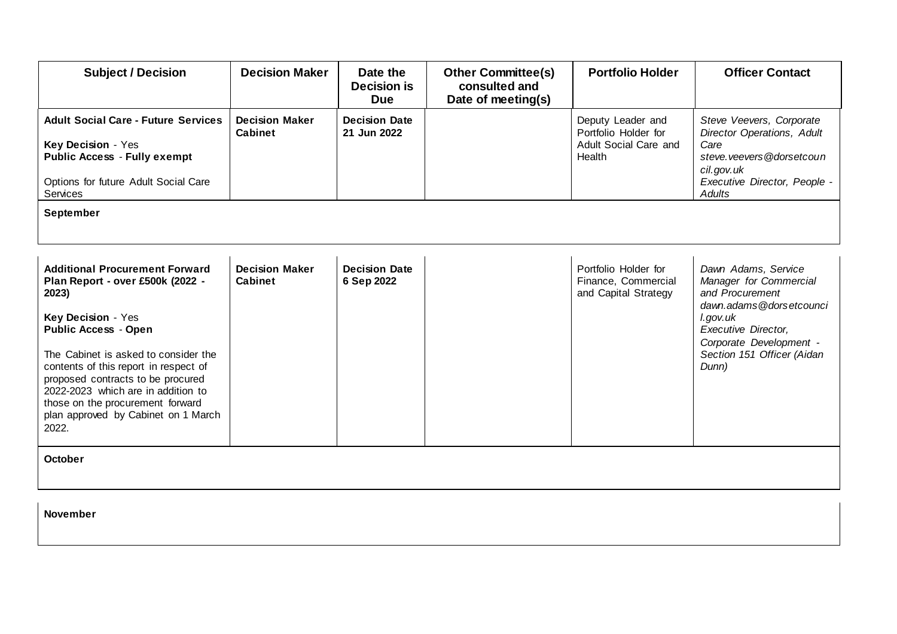| Subject / Decision | Decision Maker | Date the Decision is Due | Other Committee(s) consulted and Date of meeting(s) | Portfolio Holder | Officer Contact |
|---|---|---|---|---|---|
| **Adult Social Care - Future Services**<br><br>**Key Decision** - Yes<br>**Public Access** - **Fully exempt**<br><br>Options for future Adult Social Care Services | **Decision Maker Cabinet** | **Decision Date 21 Jun 2022** | | Deputy Leader and Portfolio Holder for Adult Social Care and Health | *Steve Veevers, Corporate Director Operations, Adult Care*<br>*steve.veevers@dorsetcouncil.gov.uk*<br>*Executive Director, People - Adults* |
| **September** | | | | | |
| **Additional Procurement Forward Plan Report - over £500k (2022 - 2023)**<br><br>**Key Decision** - Yes<br>**Public Access** - **Open**<br><br>The Cabinet is asked to consider the contents of this report in respect of proposed contracts to be procured 2022-2023 which are in addition to those on the procurement forward plan approved by Cabinet on 1 March 2022. | **Decision Maker Cabinet** | **Decision Date 6 Sep 2022** | | Portfolio Holder for Finance, Commercial and Capital Strategy | *Dawn Adams, Service Manager for Commercial and Procurement*<br>*dawn.adams@dorsetcouncil.gov.uk*<br>*Executive Director, Corporate Development - Section 151 Officer (Aidan Dunn)* |
| **October** | | | | | |
| **November** | | | | | |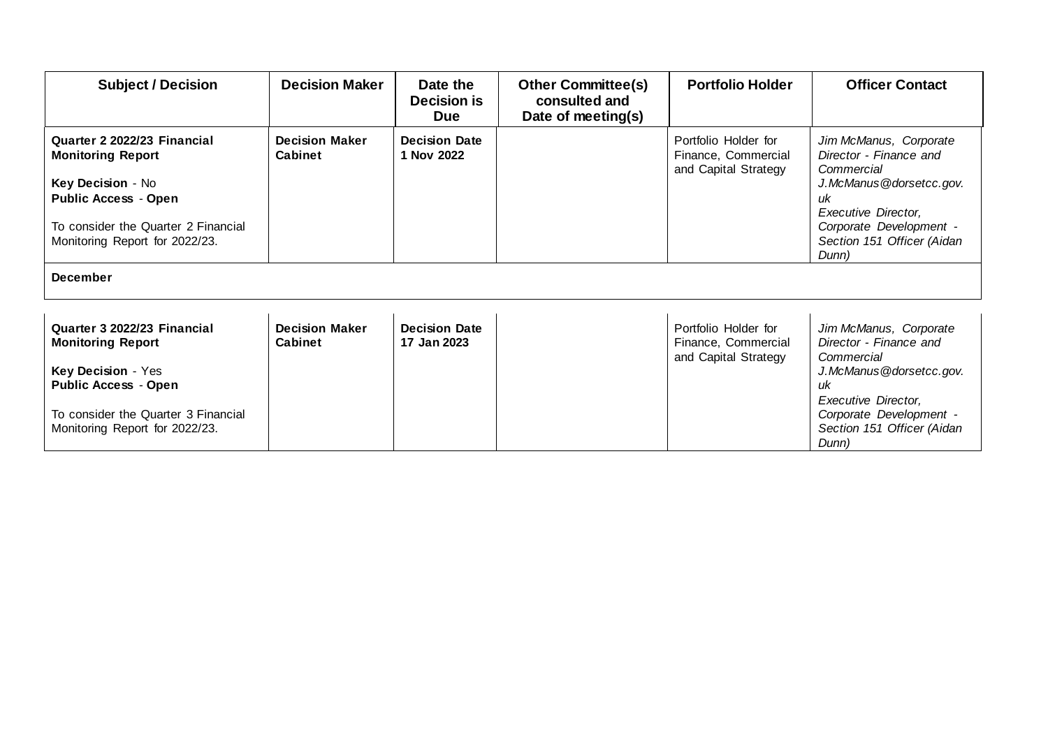| Subject / Decision | Decision Maker | Date the Decision is Due | Other Committee(s) consulted and Date of meeting(s) | Portfolio Holder | Officer Contact |
|---|---|---|---|---|---|
| **Quarter 2 2022/23 Financial Monitoring Report**<br><br>**Key Decision** - No<br>**Public Access** - **Open**<br><br>To consider the Quarter 2 Financial Monitoring Report for 2022/23. | **Decision Maker Cabinet** | **Decision Date 1 Nov 2022** | | Portfolio Holder for Finance, Commercial and Capital Strategy | *Jim McManus, Corporate Director - Finance and Commercial J.McManus@dorsetcc.gov.uk*<br>*Executive Director, Corporate Development - Section 151 Officer (Aidan Dunn)* |
| **December** | | | | | |
| **Quarter 3 2022/23 Financial Monitoring Report**<br><br>**Key Decision** - Yes<br>**Public Access** - **Open**<br><br>To consider the Quarter 3 Financial Monitoring Report for 2022/23. | **Decision Maker Cabinet** | **Decision Date 17 Jan 2023** | | Portfolio Holder for Finance, Commercial and Capital Strategy | *Jim McManus, Corporate Director - Finance and Commercial J.McManus@dorsetcc.gov.uk*<br>*Executive Director, Corporate Development - Section 151 Officer (Aidan Dunn)* |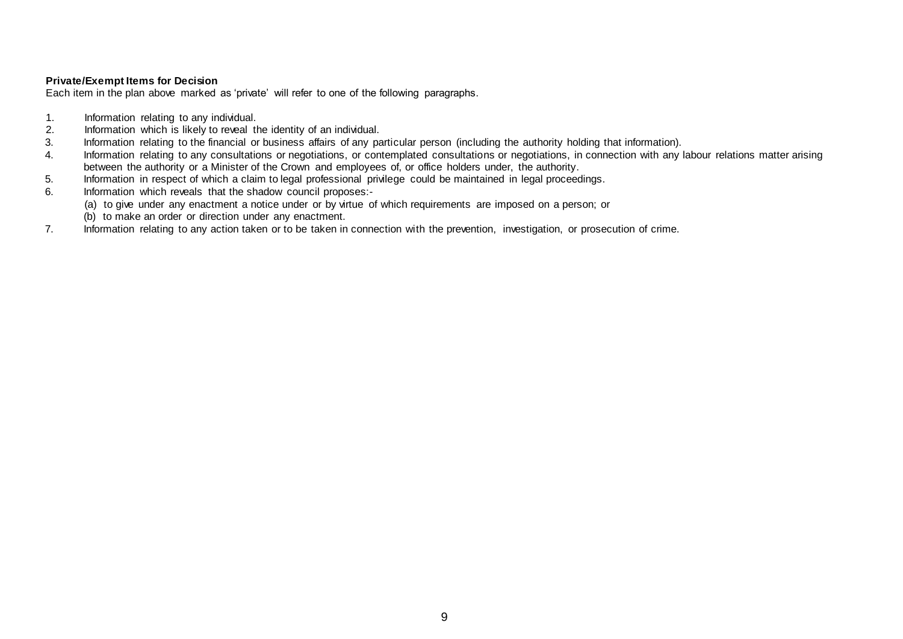**Private/Exempt Items for Decision**

Each item in the plan above marked as 'private' will refer to one of the following paragraphs.

1. Information relating to any individual.
2. Information which is likely to reveal the identity of an individual.
3. Information relating to the financial or business affairs of any particular person (including the authority holding that information).
4. Information relating to any consultations or negotiations, or contemplated consultations or negotiations, in connection with any labour relations matter arising between the authority or a Minister of the Crown and employees of, or office holders under, the authority.
5. Information in respect of which a claim to legal professional privilege could be maintained in legal proceedings.
6. Information which reveals that the shadow council proposes:-
   (a) to give under any enactment a notice under or by virtue of which requirements are imposed on a person; or
   (b) to make an order or direction under any enactment.
7. Information relating to any action taken or to be taken in connection with the prevention, investigation, or prosecution of crime.